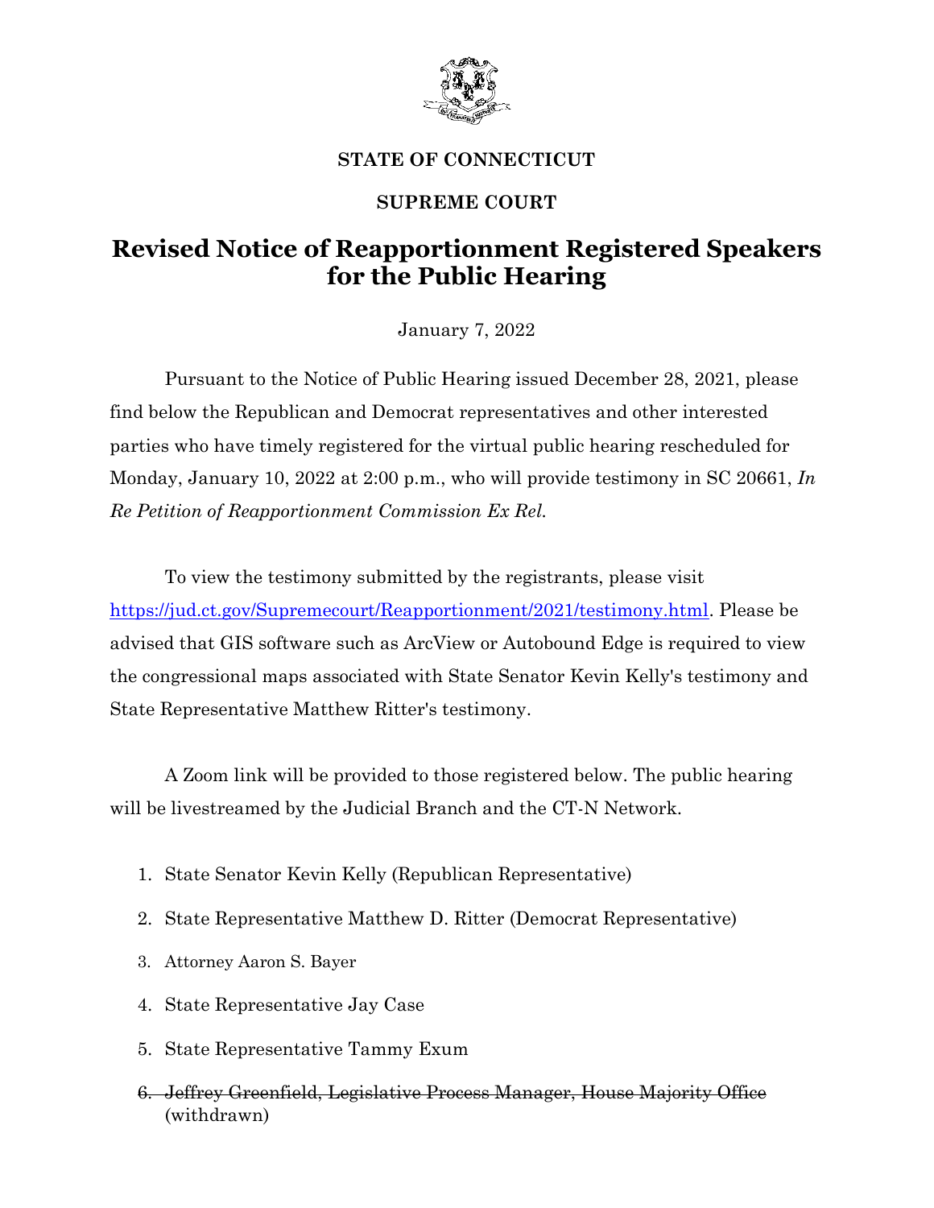**STATE OF CONNECTICUT**

**SUPREME COURT**

# Revised Notice of Reapportionment Registered Speakers for the Public Hearing

January 7, 2022

Pursuant to the Notice of Public Hearing issued December 28, 2021, please find below the Republican and Democrat representatives and other interested parties who have timely registered for the virtual public hearing rescheduled for Monday, January 10, 2022 at 2:00 p.m., who will provide testimony in SC 20661, *In Re Petition of Reapportionment Commission Ex Rel.*

To view the testimony submitted by the registrants, please visit https://jud.ct.gov/Supremecourt/Reapportionment/2021/testimony.html. Please be advised that GIS software such as ArcView or Autobound Edge is required to view the congressional maps associated with State Senator Kevin Kelly's testimony and State Representative Matthew Ritter's testimony.

A Zoom link will be provided to those registered below. The public hearing will be livestreamed by the Judicial Branch and the CT-N Network.

1. State Senator Kevin Kelly (Republican Representative)
2. State Representative Matthew D. Ritter (Democrat Representative)
3. Attorney Aaron S. Bayer
4. State Representative Jay Case
5. State Representative Tammy Exum
6. ~~Jeffrey Greenfield, Legislative Process Manager, House Majority Office~~ (withdrawn)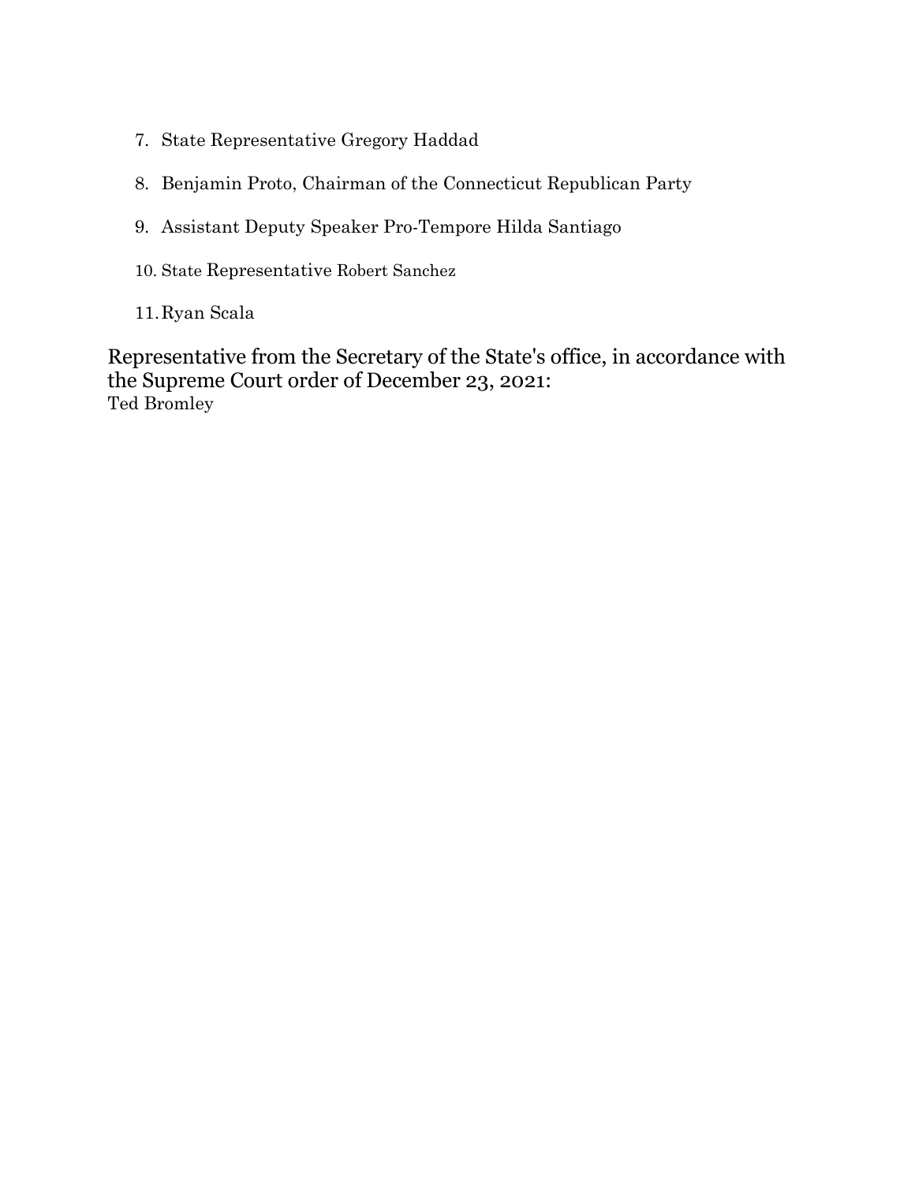7. State Representative Gregory Haddad
8. Benjamin Proto, Chairman of the Connecticut Republican Party
9. Assistant Deputy Speaker Pro-Tempore Hilda Santiago
10. State Representative Robert Sanchez
11. Ryan Scala

Representative from the Secretary of the State's office, in accordance with the Supreme Court order of December 23, 2021:
Ted Bromley